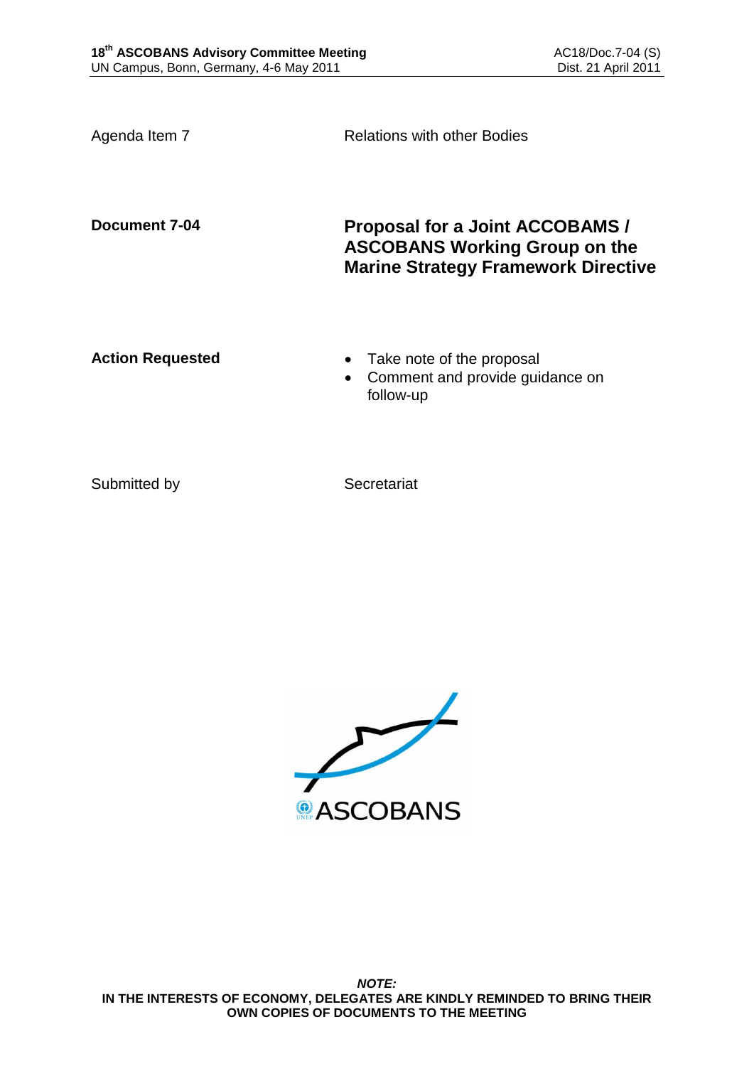Agenda Item 7 | Relations with other Bodies

**Document 7-04**

# Proposal for a Joint ACCOBAMS / ASCOBANS Working Group on the Marine Strategy Framework Directive

**Action Requested**

- Take note of the proposal
- Comment and provide guidance on follow-up

Submitted by: Secretariat

***NOTE:***
**IN THE INTERESTS OF ECONOMY, DELEGATES ARE KINDLY REMINDED TO BRING THEIR OWN COPIES OF DOCUMENTS TO THE MEETING**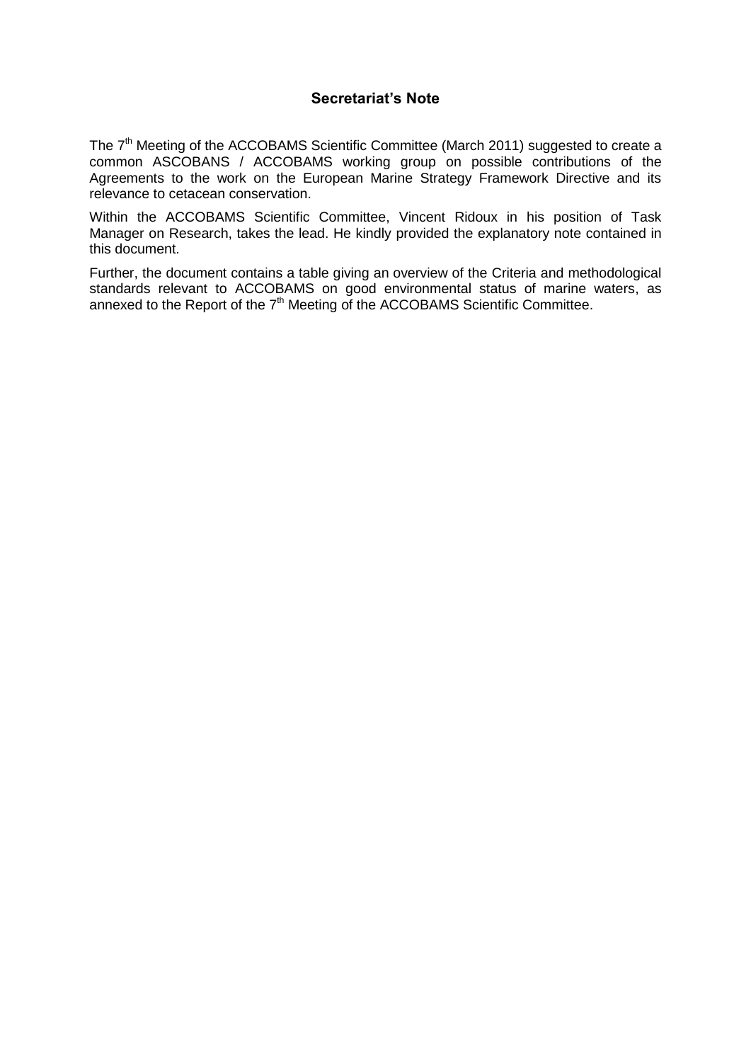## Secretariat's Note

The 7th Meeting of the ACCOBAMS Scientific Committee (March 2011) suggested to create a common ASCOBANS / ACCOBAMS working group on possible contributions of the Agreements to the work on the European Marine Strategy Framework Directive and its relevance to cetacean conservation.

Within the ACCOBAMS Scientific Committee, Vincent Ridoux in his position of Task Manager on Research, takes the lead. He kindly provided the explanatory note contained in this document.

Further, the document contains a table giving an overview of the Criteria and methodological standards relevant to ACCOBAMS on good environmental status of marine waters, as annexed to the Report of the 7th Meeting of the ACCOBAMS Scientific Committee.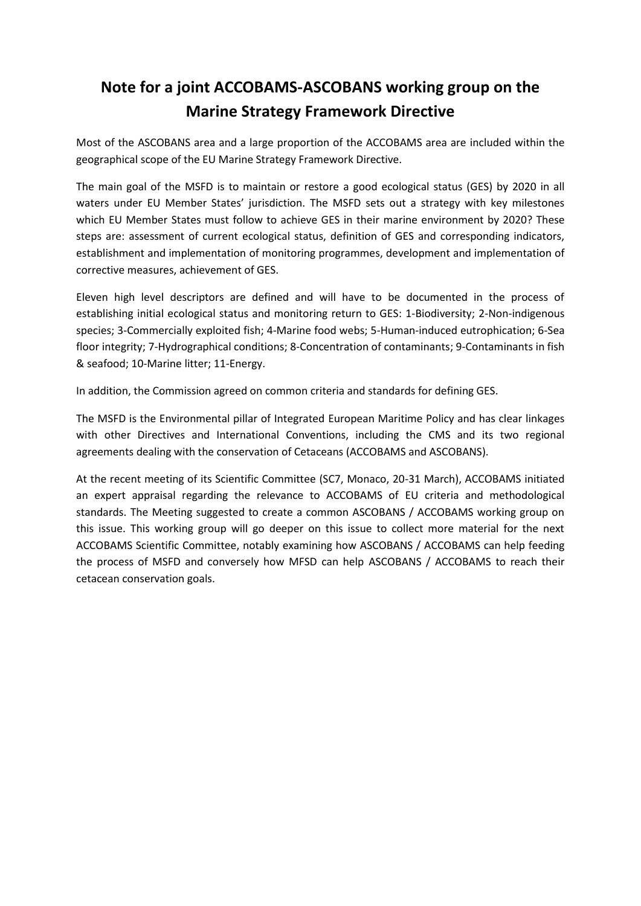# Note for a joint ACCOBAMS-ASCOBANS working group on the Marine Strategy Framework Directive

Most of the ASCOBANS area and a large proportion of the ACCOBAMS area are included within the geographical scope of the EU Marine Strategy Framework Directive.

The main goal of the MSFD is to maintain or restore a good ecological status (GES) by 2020 in all waters under EU Member States' jurisdiction. The MSFD sets out a strategy with key milestones which EU Member States must follow to achieve GES in their marine environment by 2020? These steps are: assessment of current ecological status, definition of GES and corresponding indicators, establishment and implementation of monitoring programmes, development and implementation of corrective measures, achievement of GES.

Eleven high level descriptors are defined and will have to be documented in the process of establishing initial ecological status and monitoring return to GES: 1-Biodiversity; 2-Non-indigenous species; 3-Commercially exploited fish; 4-Marine food webs; 5-Human-induced eutrophication; 6-Sea floor integrity; 7-Hydrographical conditions; 8-Concentration of contaminants; 9-Contaminants in fish & seafood; 10-Marine litter; 11-Energy.

In addition, the Commission agreed on common criteria and standards for defining GES.

The MSFD is the Environmental pillar of Integrated European Maritime Policy and has clear linkages with other Directives and International Conventions, including the CMS and its two regional agreements dealing with the conservation of Cetaceans (ACCOBAMS and ASCOBANS).

At the recent meeting of its Scientific Committee (SC7, Monaco, 20-31 March), ACCOBAMS initiated an expert appraisal regarding the relevance to ACCOBAMS of EU criteria and methodological standards. The Meeting suggested to create a common ASCOBANS / ACCOBAMS working group on this issue. This working group will go deeper on this issue to collect more material for the next ACCOBAMS Scientific Committee, notably examining how ASCOBANS / ACCOBAMS can help feeding the process of MSFD and conversely how MFSD can help ASCOBANS / ACCOBAMS to reach their cetacean conservation goals.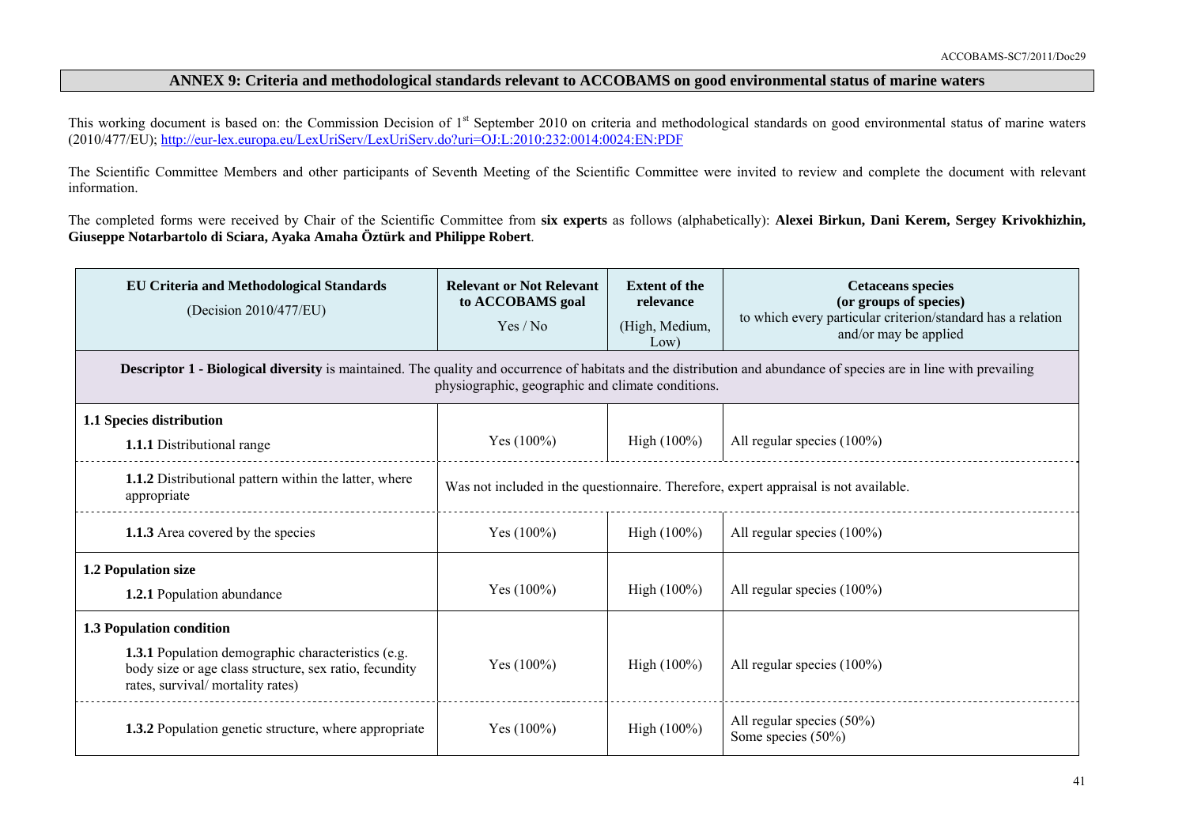## ANNEX 9: Criteria and methodological standards relevant to ACCOBAMS on good environmental status of marine waters

This working document is based on: the Commission Decision of 1st September 2010 on criteria and methodological standards on good environmental status of marine waters (2010/477/EU); http://eur-lex.europa.eu/LexUriServ/LexUriServ.do?uri=OJ:L:2010:232:0014:0024:EN:PDF

The Scientific Committee Members and other participants of Seventh Meeting of the Scientific Committee were invited to review and complete the document with relevant information.

The completed forms were received by Chair of the Scientific Committee from **six experts** as follows (alphabetically): **Alexei Birkun, Dani Kerem, Sergey Krivokhizhin, Giuseppe Notarbartolo di Sciara, Ayaka Amaha Öztürk and Philippe Robert**.

| **EU Criteria and Methodological Standards** (Decision 2010/477/EU) | **Relevant or Not Relevant to ACCOBAMS goal** Yes / No | **Extent of the relevance** (High, Medium, Low) | **Cetaceans species (or groups of species)** to which every particular criterion/standard has a relation and/or may be applied |
|---|---|---|---|
| **Descriptor 1 - Biological diversity** is maintained. The quality and occurrence of habitats and the distribution and abundance of species are in line with prevailing physiographic, geographic and climate conditions. | | | |
| **1.1 Species distribution**<br>**1.1.1** Distributional range | Yes (100%) | High (100%) | All regular species (100%) |
| **1.1.2** Distributional pattern within the latter, where appropriate | Was not included in the questionnaire. Therefore, expert appraisal is not available. | | |
| **1.1.3** Area covered by the species | Yes (100%) | High (100%) | All regular species (100%) |
| **1.2 Population size**<br>**1.2.1** Population abundance | Yes (100%) | High (100%) | All regular species (100%) |
| **1.3 Population condition**<br>**1.3.1** Population demographic characteristics (e.g. body size or age class structure, sex ratio, fecundity rates, survival/ mortality rates) | Yes (100%) | High (100%) | All regular species (100%) |
| **1.3.2** Population genetic structure, where appropriate | Yes (100%) | High (100%) | All regular species (50%)<br>Some species (50%) |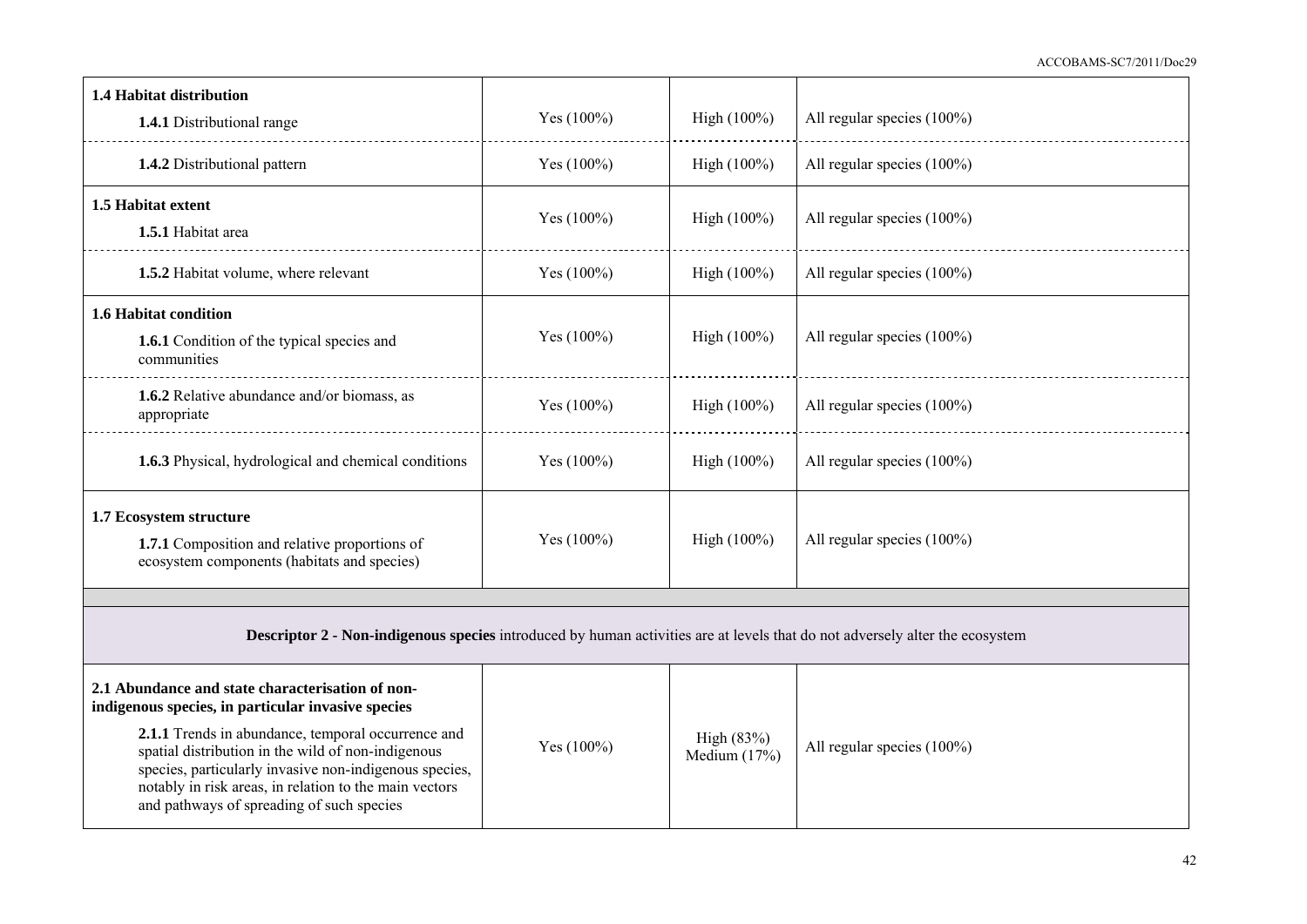| | | | |
|---|---|---|---|
| **1.4 Habitat distribution**<br>**1.4.1** Distributional range | Yes (100%) | High (100%) | All regular species (100%) |
| **1.4.2** Distributional pattern | Yes (100%) | High (100%) | All regular species (100%) |
| **1.5 Habitat extent**<br>**1.5.1** Habitat area | Yes (100%) | High (100%) | All regular species (100%) |
| **1.5.2** Habitat volume, where relevant | Yes (100%) | High (100%) | All regular species (100%) |
| **1.6 Habitat condition**<br>**1.6.1** Condition of the typical species and communities | Yes (100%) | High (100%) | All regular species (100%) |
| **1.6.2** Relative abundance and/or biomass, as appropriate | Yes (100%) | High (100%) | All regular species (100%) |
| **1.6.3** Physical, hydrological and chemical conditions | Yes (100%) | High (100%) | All regular species (100%) |
| **1.7 Ecosystem structure**<br>**1.7.1** Composition and relative proportions of ecosystem components (habitats and species) | Yes (100%) | High (100%) | All regular species (100%) |
| | | | |
| **Descriptor 2 - Non-indigenous species** introduced by human activities are at levels that do not adversely alter the ecosystem | | | |
| **2.1 Abundance and state characterisation of non-indigenous species, in particular invasive species**<br>**2.1.1** Trends in abundance, temporal occurrence and spatial distribution in the wild of non-indigenous species, particularly invasive non-indigenous species, notably in risk areas, in relation to the main vectors and pathways of spreading of such species | Yes (100%) | High (83%)<br>Medium (17%) | All regular species (100%) |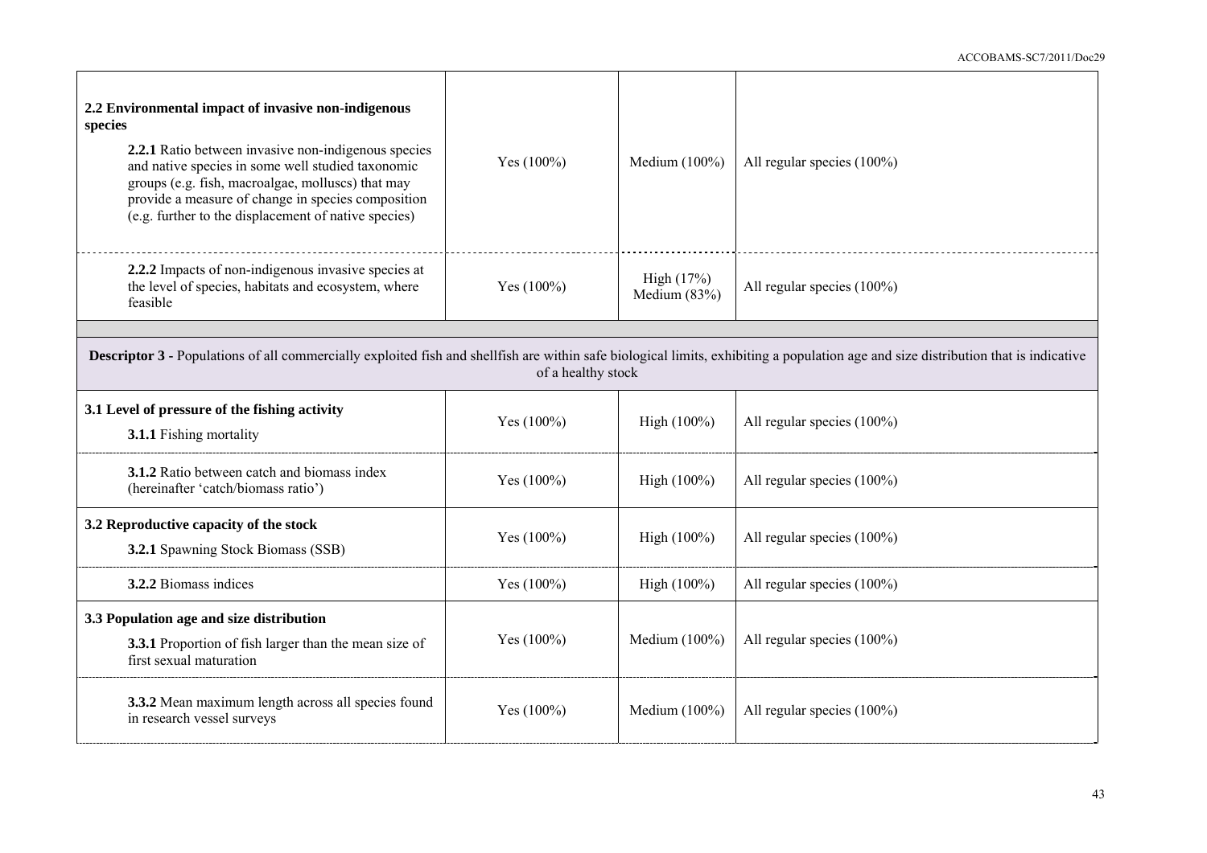| | | | |
|---|---|---|---|
| **2.2 Environmental impact of invasive non-indigenous species**<br><br>**2.2.1** Ratio between invasive non-indigenous species and native species in some well studied taxonomic groups (e.g. fish, macroalgae, molluscs) that may provide a measure of change in species composition (e.g. further to the displacement of native species) | Yes (100%) | Medium (100%) | All regular species (100%) |
| **2.2.2** Impacts of non-indigenous invasive species at the level of species, habitats and ecosystem, where feasible | Yes (100%) | High (17%)<br>Medium (83%) | All regular species (100%) |
| | | | |
| **Descriptor 3** - Populations of all commercially exploited fish and shellfish are within safe biological limits, exhibiting a population age and size distribution that is indicative of a healthy stock | | | |
| **3.1 Level of pressure of the fishing activity**<br><br>**3.1.1** Fishing mortality | Yes (100%) | High (100%) | All regular species (100%) |
| **3.1.2** Ratio between catch and biomass index (hereinafter 'catch/biomass ratio') | Yes (100%) | High (100%) | All regular species (100%) |
| **3.2 Reproductive capacity of the stock**<br><br>**3.2.1** Spawning Stock Biomass (SSB) | Yes (100%) | High (100%) | All regular species (100%) |
| **3.2.2** Biomass indices | Yes (100%) | High (100%) | All regular species (100%) |
| **3.3 Population age and size distribution**<br><br>**3.3.1** Proportion of fish larger than the mean size of first sexual maturation | Yes (100%) | Medium (100%) | All regular species (100%) |
| **3.3.2** Mean maximum length across all species found in research vessel surveys | Yes (100%) | Medium (100%) | All regular species (100%) |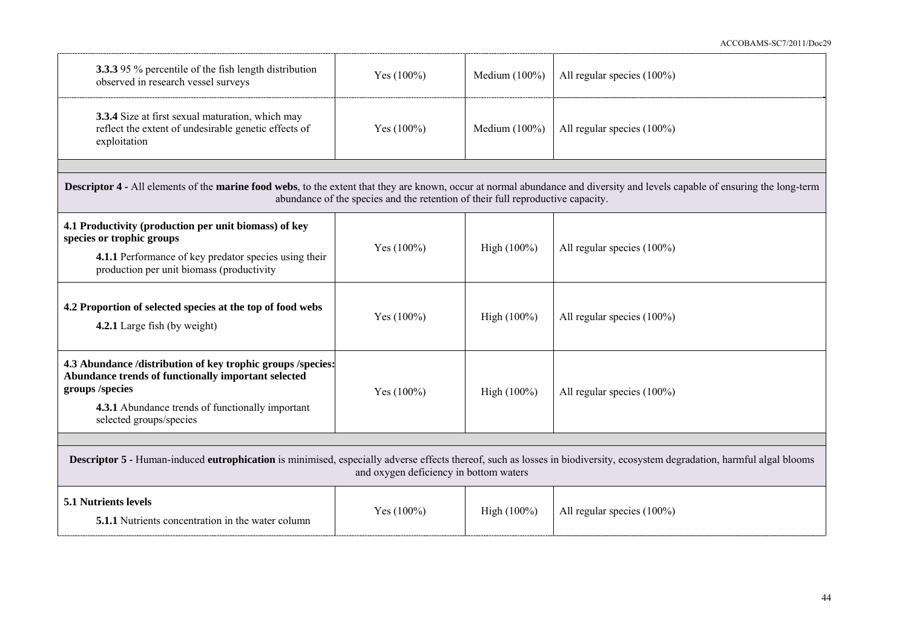| | | | |
|---|---|---|---|
| **3.3.3** 95 % percentile of the fish length distribution observed in research vessel surveys | Yes (100%) | Medium (100%) | All regular species (100%) |
| **3.3.4** Size at first sexual maturation, which may reflect the extent of undesirable genetic effects of exploitation | Yes (100%) | Medium (100%) | All regular species (100%) |
| | | | |
| **Descriptor 4** - All elements of the **marine food webs**, to the extent that they are known, occur at normal abundance and diversity and levels capable of ensuring the long-term abundance of the species and the retention of their full reproductive capacity. | | | |
| **4.1 Productivity (production per unit biomass) of key species or trophic groups**<br>**4.1.1** Performance of key predator species using their production per unit biomass (productivity | Yes (100%) | High (100%) | All regular species (100%) |
| **4.2 Proportion of selected species at the top of food webs**<br>**4.2.1** Large fish (by weight) | Yes (100%) | High (100%) | All regular species (100%) |
| **4.3 Abundance /distribution of key trophic groups /species: Abundance trends of functionally important selected groups /species**<br>**4.3.1** Abundance trends of functionally important selected groups/species | Yes (100%) | High (100%) | All regular species (100%) |
| | | | |
| **Descriptor 5 -** Human-induced **eutrophication** is minimised, especially adverse effects thereof, such as losses in biodiversity, ecosystem degradation, harmful algal blooms and oxygen deficiency in bottom waters | | | |
| **5.1 Nutrients levels**<br>**5.1.1** Nutrients concentration in the water column | Yes (100%) | High (100%) | All regular species (100%) |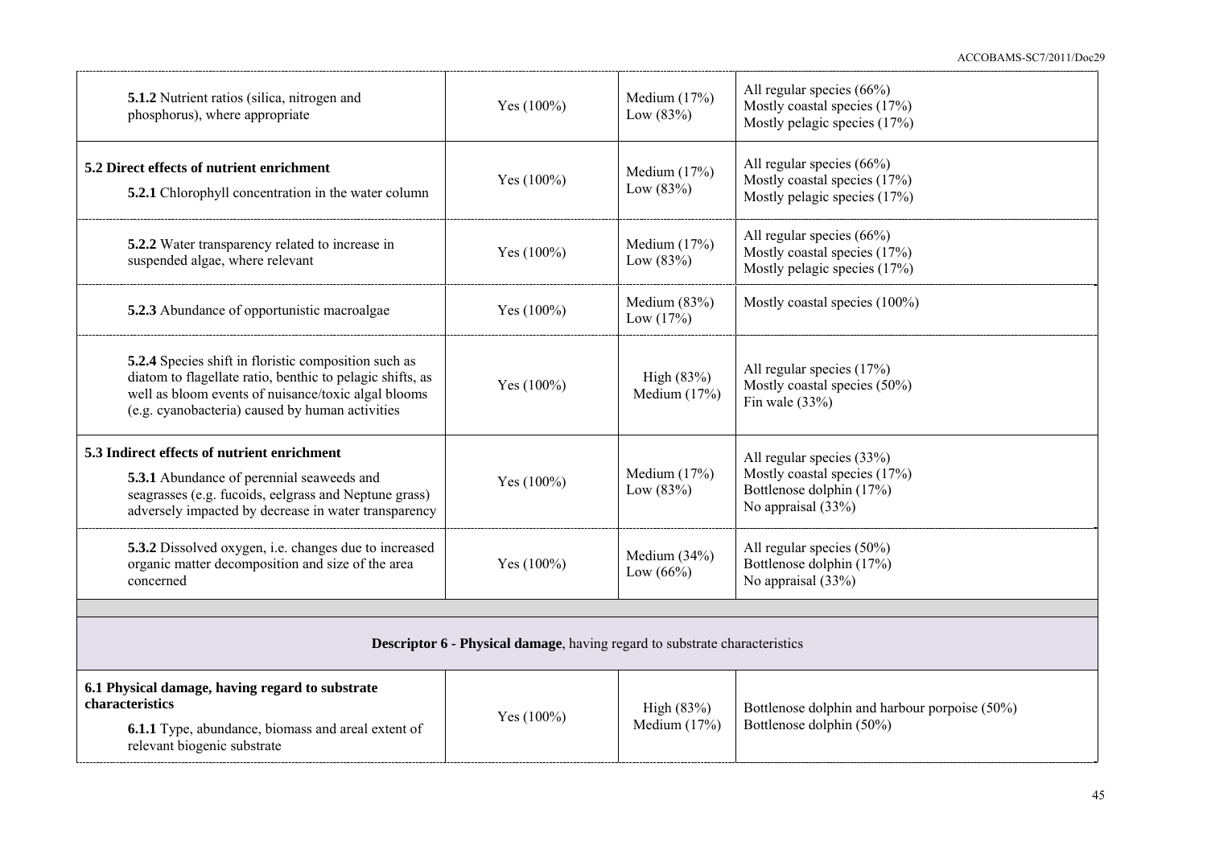| | | | |
|---|---|---|---|
| **5.1.2** Nutrient ratios (silica, nitrogen and phosphorus), where appropriate | Yes (100%) | Medium (17%)<br>Low (83%) | All regular species (66%)<br>Mostly coastal species (17%)<br>Mostly pelagic species (17%) |
| **5.2 Direct effects of nutrient enrichment**<br>**5.2.1** Chlorophyll concentration in the water column | Yes (100%) | Medium (17%)<br>Low (83%) | All regular species (66%)<br>Mostly coastal species (17%)<br>Mostly pelagic species (17%) |
| **5.2.2** Water transparency related to increase in suspended algae, where relevant | Yes (100%) | Medium (17%)<br>Low (83%) | All regular species (66%)<br>Mostly coastal species (17%)<br>Mostly pelagic species (17%) |
| **5.2.3** Abundance of opportunistic macroalgae | Yes (100%) | Medium (83%)<br>Low (17%) | Mostly coastal species (100%) |
| **5.2.4** Species shift in floristic composition such as diatom to flagellate ratio, benthic to pelagic shifts, as well as bloom events of nuisance/toxic algal blooms (e.g. cyanobacteria) caused by human activities | Yes (100%) | High (83%)<br>Medium (17%) | All regular species (17%)<br>Mostly coastal species (50%)<br>Fin wale (33%) |
| **5.3 Indirect effects of nutrient enrichment**<br>**5.3.1** Abundance of perennial seaweeds and seagrasses (e.g. fucoids, eelgrass and Neptune grass) adversely impacted by decrease in water transparency | Yes (100%) | Medium (17%)<br>Low (83%) | All regular species (33%)<br>Mostly coastal species (17%)<br>Bottlenose dolphin (17%)<br>No appraisal (33%) |
| **5.3.2** Dissolved oxygen, i.e. changes due to increased organic matter decomposition and size of the area concerned | Yes (100%) | Medium (34%)<br>Low (66%) | All regular species (50%)<br>Bottlenose dolphin (17%)<br>No appraisal (33%) |
| | | | |
| **Descriptor 6 - Physical damage**, having regard to substrate characteristics | | | |
| **6.1 Physical damage, having regard to substrate characteristics**<br>**6.1.1** Type, abundance, biomass and areal extent of relevant biogenic substrate | Yes (100%) | High (83%)<br>Medium (17%) | Bottlenose dolphin and harbour porpoise (50%)<br>Bottlenose dolphin (50%) |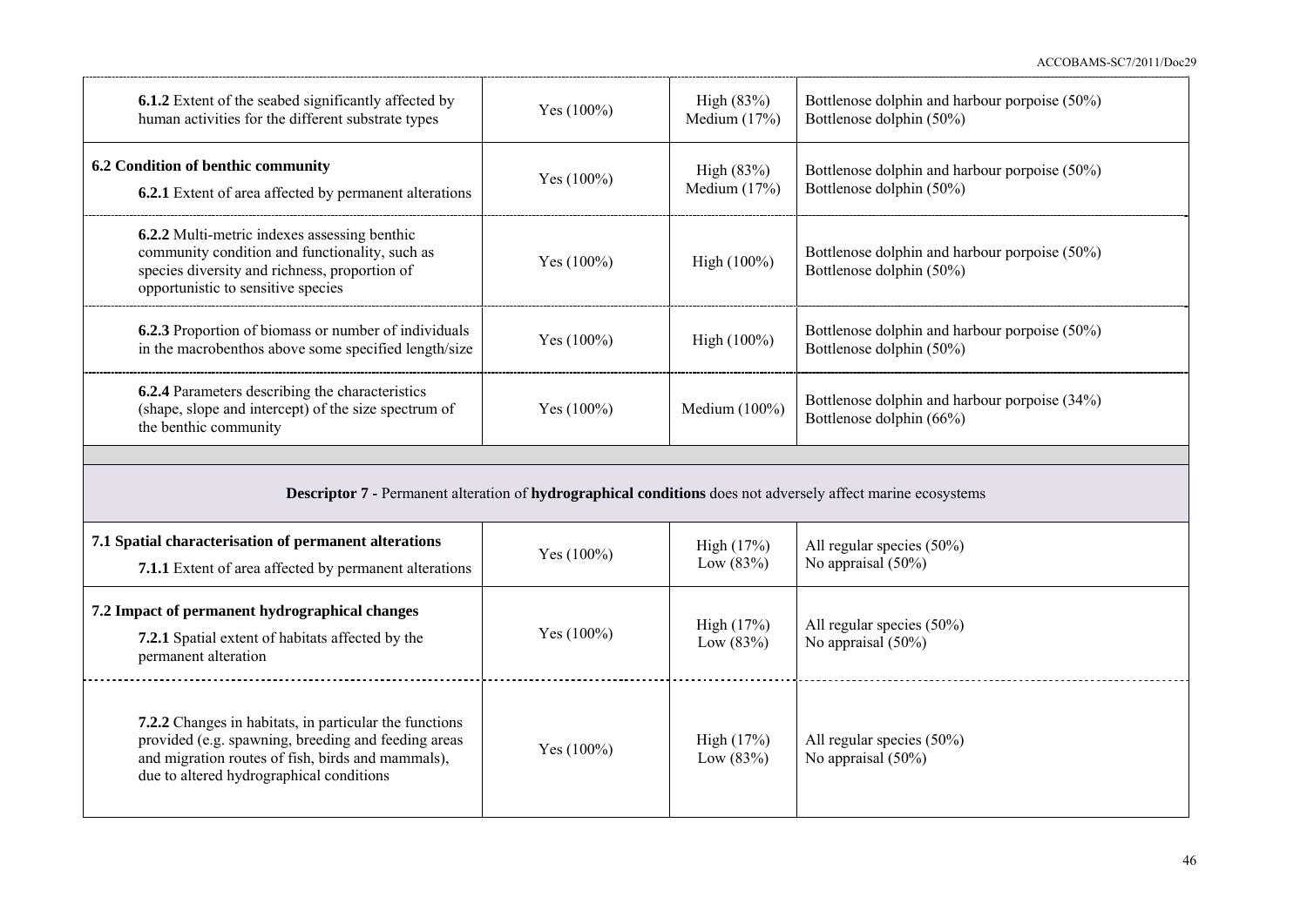| | | | |
|---|---|---|---|
| **6.1.2** Extent of the seabed significantly affected by human activities for the different substrate types | Yes (100%) | High (83%)<br>Medium (17%) | Bottlenose dolphin and harbour porpoise (50%)<br>Bottlenose dolphin (50%) |
| **6.2 Condition of benthic community**<br>**6.2.1** Extent of area affected by permanent alterations | Yes (100%) | High (83%)<br>Medium (17%) | Bottlenose dolphin and harbour porpoise (50%)<br>Bottlenose dolphin (50%) |
| **6.2.2** Multi-metric indexes assessing benthic community condition and functionality, such as species diversity and richness, proportion of opportunistic to sensitive species | Yes (100%) | High (100%) | Bottlenose dolphin and harbour porpoise (50%)<br>Bottlenose dolphin (50%) |
| **6.2.3** Proportion of biomass or number of individuals in the macrobenthos above some specified length/size | Yes (100%) | High (100%) | Bottlenose dolphin and harbour porpoise (50%)<br>Bottlenose dolphin (50%) |
| **6.2.4** Parameters describing the characteristics (shape, slope and intercept) of the size spectrum of the benthic community | Yes (100%) | Medium (100%) | Bottlenose dolphin and harbour porpoise (34%)<br>Bottlenose dolphin (66%) |
| | | | |
| **Descriptor 7** - Permanent alteration of **hydrographical conditions** does not adversely affect marine ecosystems | | | |
| **7.1 Spatial characterisation of permanent alterations**<br>**7.1.1** Extent of area affected by permanent alterations | Yes (100%) | High (17%)<br>Low (83%) | All regular species (50%)<br>No appraisal (50%) |
| **7.2 Impact of permanent hydrographical changes**<br>**7.2.1** Spatial extent of habitats affected by the permanent alteration | Yes (100%) | High (17%)<br>Low (83%) | All regular species (50%)<br>No appraisal (50%) |
| **7.2.2** Changes in habitats, in particular the functions provided (e.g. spawning, breeding and feeding areas and migration routes of fish, birds and mammals), due to altered hydrographical conditions | Yes (100%) | High (17%)<br>Low (83%) | All regular species (50%)<br>No appraisal (50%) |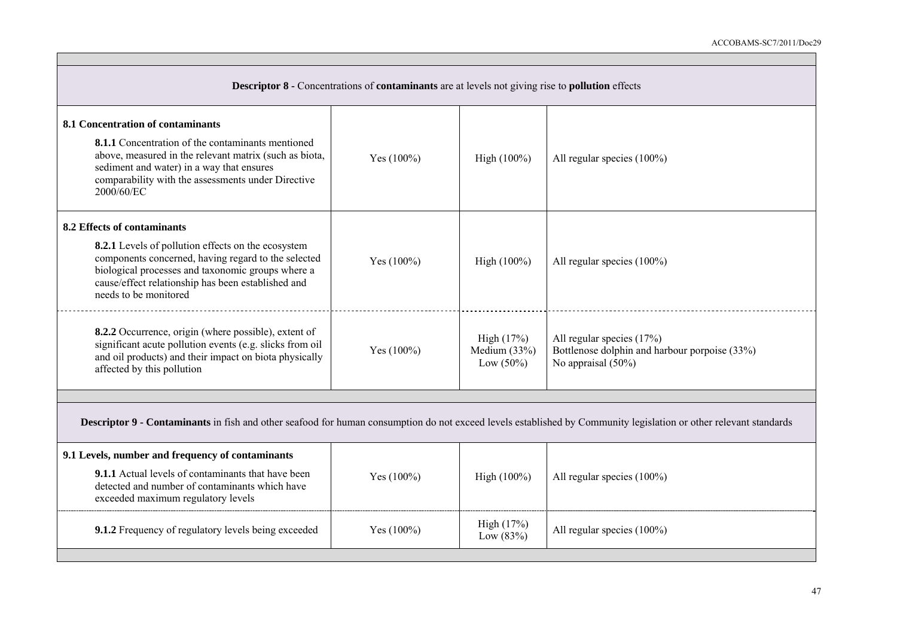| | | | |
|---|---|---|---|
| **Descriptor 8** - Concentrations of **contaminants** are at levels not giving rise to **pollution** effects | | | |
| **8.1 Concentration of contaminants**<br>**8.1.1** Concentration of the contaminants mentioned above, measured in the relevant matrix (such as biota, sediment and water) in a way that ensures comparability with the assessments under Directive 2000/60/EC | Yes (100%) | High (100%) | All regular species (100%) |
| **8.2 Effects of contaminants**<br>**8.2.1** Levels of pollution effects on the ecosystem components concerned, having regard to the selected biological processes and taxonomic groups where a cause/effect relationship has been established and needs to be monitored | Yes (100%) | High (100%) | All regular species (100%) |
| **8.2.2** Occurrence, origin (where possible), extent of significant acute pollution events (e.g. slicks from oil and oil products) and their impact on biota physically affected by this pollution | Yes (100%) | High (17%)<br>Medium (33%)<br>Low (50%) | All regular species (17%)<br>Bottlenose dolphin and harbour porpoise (33%)<br>No appraisal (50%) |
| **Descriptor 9** - **Contaminants** in fish and other seafood for human consumption do not exceed levels established by Community legislation or other relevant standards | | | |
| **9.1 Levels, number and frequency of contaminants**<br>**9.1.1** Actual levels of contaminants that have been detected and number of contaminants which have exceeded maximum regulatory levels | Yes (100%) | High (100%) | All regular species (100%) |
| **9.1.2** Frequency of regulatory levels being exceeded | Yes (100%) | High (17%)<br>Low (83%) | All regular species (100%) |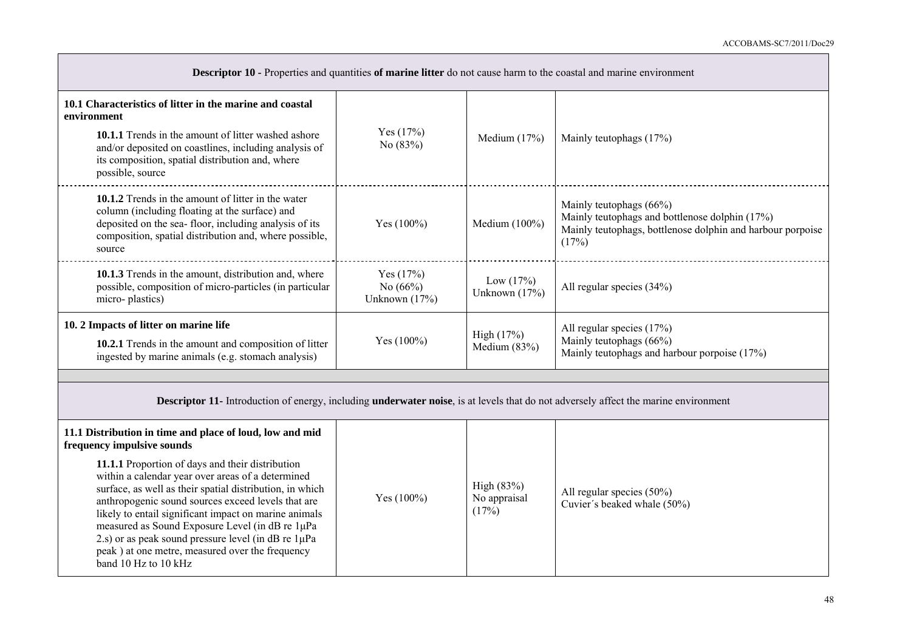| **Descriptor 10 -** Properties and quantities **of marine litter** do not cause harm to the coastal and marine environment | | | |
|---|---|---|---|
| **10.1 Characteristics of litter in the marine and coastal environment**<br>**10.1.1** Trends in the amount of litter washed ashore and/or deposited on coastlines, including analysis of its composition, spatial distribution and, where possible, source | Yes (17%)<br>No (83%) | Medium (17%) | Mainly teutophags (17%) |
| **10.1.2** Trends in the amount of litter in the water column (including floating at the surface) and deposited on the sea- floor, including analysis of its composition, spatial distribution and, where possible, source | Yes (100%) | Medium (100%) | Mainly teutophags (66%)<br>Mainly teutophags and bottlenose dolphin (17%)<br>Mainly teutophags, bottlenose dolphin and harbour porpoise (17%) |
| **10.1.3** Trends in the amount, distribution and, where possible, composition of micro-particles (in particular micro- plastics) | Yes (17%)<br>No (66%)<br>Unknown (17%) | Low (17%)<br>Unknown (17%) | All regular species (34%) |
| **10. 2 Impacts of litter on marine life**<br>**10.2.1** Trends in the amount and composition of litter ingested by marine animals (e.g. stomach analysis) | Yes (100%) | High (17%)<br>Medium (83%) | All regular species (17%)<br>Mainly teutophags (66%)<br>Mainly teutophags and harbour porpoise (17%) |
| | | | |
| **Descriptor 11-** Introduction of energy, including **underwater noise**, is at levels that do not adversely affect the marine environment | | | |
| **11.1 Distribution in time and place of loud, low and mid frequency impulsive sounds**<br>**11.1.1** Proportion of days and their distribution within a calendar year over areas of a determined surface, as well as their spatial distribution, in which anthropogenic sound sources exceed levels that are likely to entail significant impact on marine animals measured as Sound Exposure Level (in dB re 1μPa 2.s) or as peak sound pressure level (in dB re 1μPa peak ) at one metre, measured over the frequency band 10 Hz to 10 kHz | Yes (100%) | High (83%)<br>No appraisal (17%) | All regular species (50%)<br>Cuvier´s beaked whale (50%) |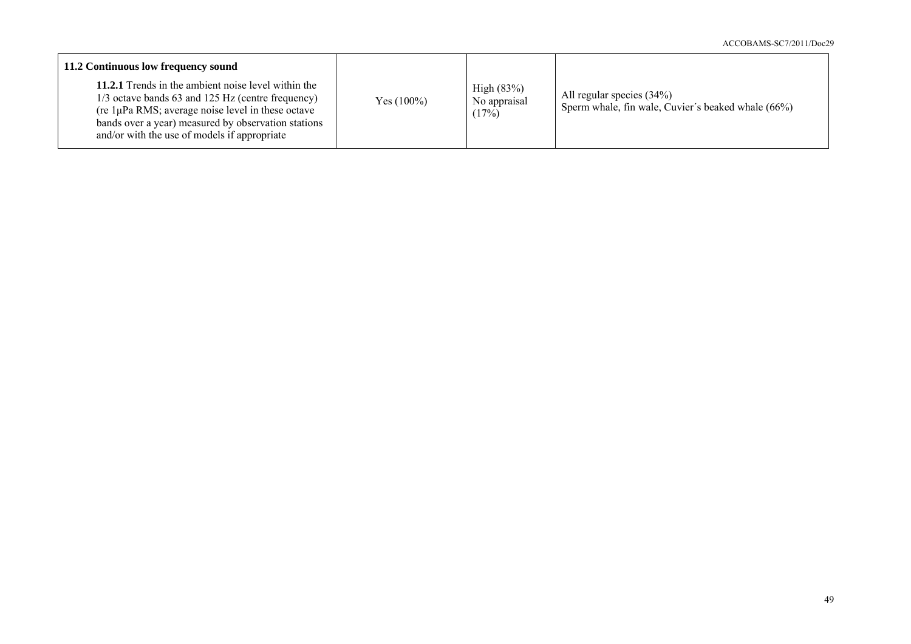| | | | |
|---|---|---|---|
| **11.2 Continuous low frequency sound**<br>**11.2.1** Trends in the ambient noise level within the 1/3 octave bands 63 and 125 Hz (centre frequency) (re 1µPa RMS; average noise level in these octave bands over a year) measured by observation stations and/or with the use of models if appropriate | Yes (100%) | High (83%)<br>No appraisal (17%) | All regular species (34%)<br>Sperm whale, fin wale, Cuvier´s beaked whale (66%) |